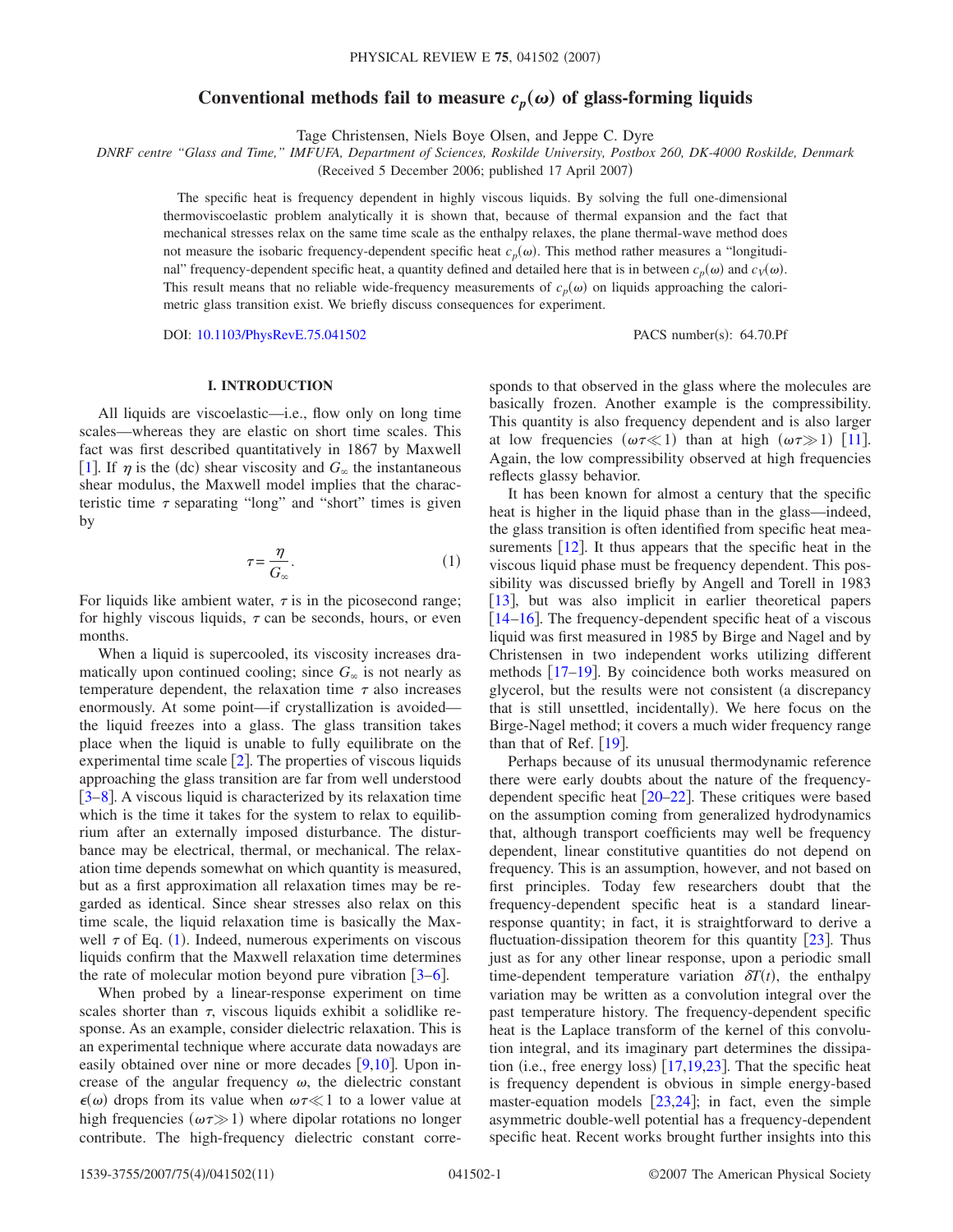# Conventional methods fail to measure $c_p(\omega)$ of glass-forming liquids

Tage Christensen, Niels Boye Olsen, and Jeppe C. Dyre

*DNRF centre "Glass and Time," IMFUFA, Department of Sciences, Roskilde University, Postbox 260, DK-4000 Roskilde, Denmark*

(Received 5 December 2006; published 17 April 2007)

The specific heat is frequency dependent in highly viscous liquids. By solving the full one-dimensional thermoviscoelastic problem analytically it is shown that, because of thermal expansion and the fact that mechanical stresses relax on the same time scale as the enthalpy relaxes, the plane thermal-wave method does not measure the isobaric frequency-dependent specific heat $c_p(\omega)$. This method rather measures a "longitudinal" frequency-dependent specific heat, a quantity defined and detailed here that is in between $c_p(\omega)$ and $c_V(\omega)$. This result means that no reliable wide-frequency measurements of $c_p(\omega)$ on liquids approaching the calorimetric glass transition exist. We briefly discuss consequences for experiment.

DOI: 10.1103/PhysRevE.75.041502 PACS number(s): 64.70.Pf

## I. INTRODUCTION

All liquids are viscoelastic—i.e., flow only on long time scales—whereas they are elastic on short time scales. This fact was first described quantitatively in 1867 by Maxwell [1]. If $\eta$ is the (dc) shear viscosity and $G_\infty$ the instantaneous shear modulus, the Maxwell model implies that the characteristic time $\tau$ separating "long" and "short" times is given by

$$\tau = \frac{\eta}{G_\infty}. \tag{1}$$

For liquids like ambient water, $\tau$ is in the picosecond range; for highly viscous liquids, $\tau$ can be seconds, hours, or even months.

When a liquid is supercooled, its viscosity increases dramatically upon continued cooling; since $G_\infty$ is not nearly as temperature dependent, the relaxation time $\tau$ also increases enormously. At some point—if crystallization is avoided—the liquid freezes into a glass. The glass transition takes place when the liquid is unable to fully equilibrate on the experimental time scale [2]. The properties of viscous liquids approaching the glass transition are far from well understood [3–8]. A viscous liquid is characterized by its relaxation time which is the time it takes for the system to relax to equilibrium after an externally imposed disturbance. The disturbance may be electrical, thermal, or mechanical. The relaxation time depends somewhat on which quantity is measured, but as a first approximation all relaxation times may be regarded as identical. Since shear stresses also relax on this time scale, the liquid relaxation time is basically the Maxwell $\tau$ of Eq. (1). Indeed, numerous experiments on viscous liquids confirm that the Maxwell relaxation time determines the rate of molecular motion beyond pure vibration [3–6].

When probed by a linear-response experiment on time scales shorter than $\tau$, viscous liquids exhibit a solidlike response. As an example, consider dielectric relaxation. This is an experimental technique where accurate data nowadays are easily obtained over nine or more decades [9,10]. Upon increase of the angular frequency $\omega$, the dielectric constant $\epsilon(\omega)$ drops from its value when $\omega\tau \ll 1$ to a lower value at high frequencies $(\omega\tau \gg 1)$ where dipolar rotations no longer contribute. The high-frequency dielectric constant corresponds to that observed in the glass where the molecules are basically frozen. Another example is the compressibility. This quantity is also frequency dependent and is also larger at low frequencies $(\omega\tau \ll 1)$ than at high $(\omega\tau \gg 1)$ [11]. Again, the low compressibility observed at high frequencies reflects glassy behavior.

It has been known for almost a century that the specific heat is higher in the liquid phase than in the glass—indeed, the glass transition is often identified from specific heat measurements [12]. It thus appears that the specific heat in the viscous liquid phase must be frequency dependent. This possibility was discussed briefly by Angell and Torell in 1983 [13], but was also implicit in earlier theoretical papers [14–16]. The frequency-dependent specific heat of a viscous liquid was first measured in 1985 by Birge and Nagel and by Christensen in two independent works utilizing different methods [17–19]. By coincidence both works measured on glycerol, but the results were not consistent (a discrepancy that is still unsettled, incidentally). We here focus on the Birge-Nagel method; it covers a much wider frequency range than that of Ref. [19].

Perhaps because of its unusual thermodynamic reference there were early doubts about the nature of the frequency-dependent specific heat [20–22]. These critiques were based on the assumption coming from generalized hydrodynamics that, although transport coefficients may well be frequency dependent, linear constitutive quantities do not depend on frequency. This is an assumption, however, and not based on first principles. Today few researchers doubt that the frequency-dependent specific heat is a standard linear-response quantity; in fact, it is straightforward to derive a fluctuation-dissipation theorem for this quantity [23]. Thus just as for any other linear response, upon a periodic small time-dependent temperature variation $\delta T(t)$, the enthalpy variation may be written as a convolution integral over the past temperature history. The frequency-dependent specific heat is the Laplace transform of the kernel of this convolution integral, and its imaginary part determines the dissipation (i.e., free energy loss) [17,19,23]. That the specific heat is frequency dependent is obvious in simple energy-based master-equation models [23,24]; in fact, even the simple asymmetric double-well potential has a frequency-dependent specific heat. Recent works brought further insights into this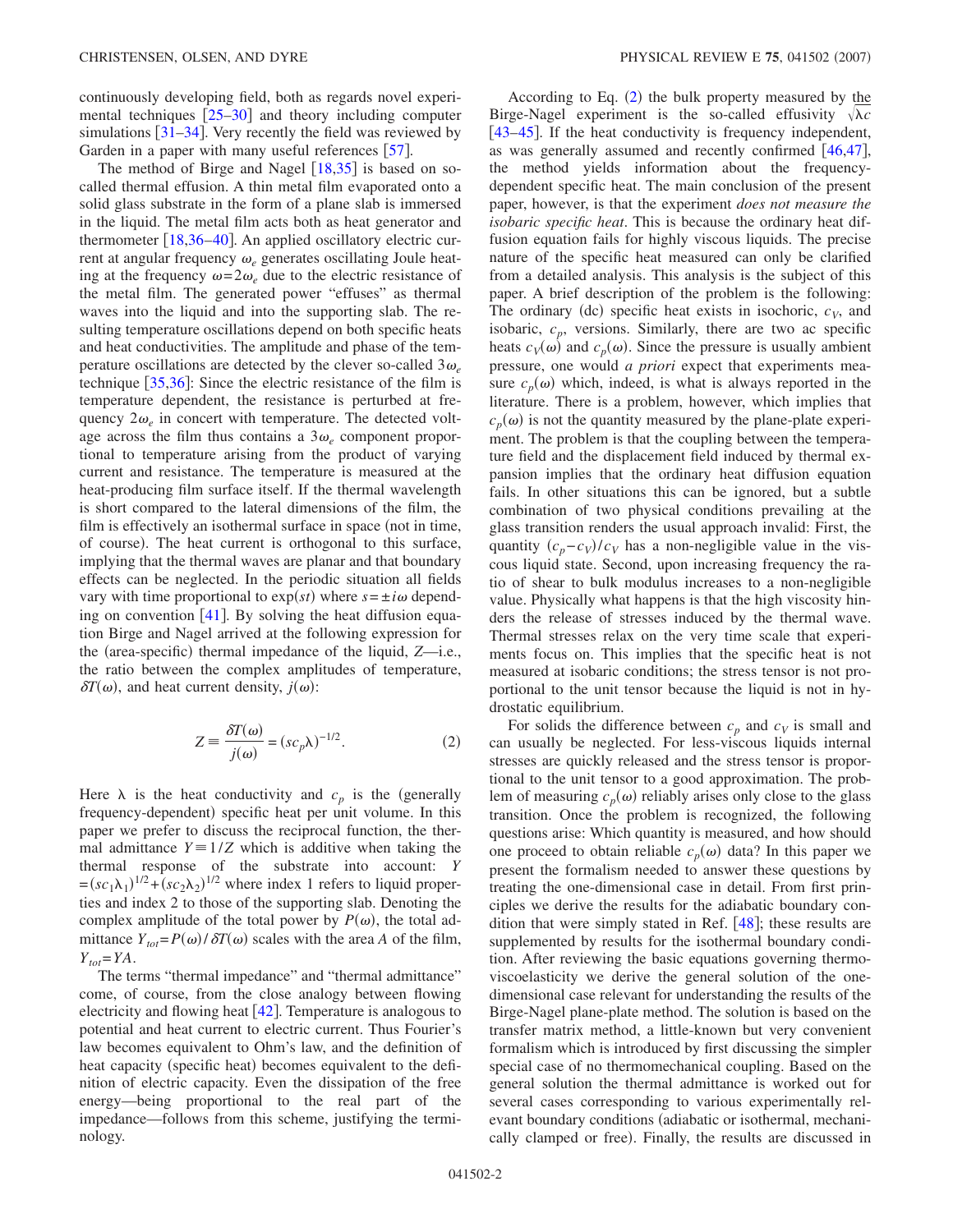continuously developing field, both as regards novel experimental techniques [25–30] and theory including computer simulations [31–34]. Very recently the field was reviewed by Garden in a paper with many useful references [57].

The method of Birge and Nagel [18,35] is based on so-called thermal effusion. A thin metal film evaporated onto a solid glass substrate in the form of a plane slab is immersed in the liquid. The metal film acts both as heat generator and thermometer [18,36–40]. An applied oscillatory electric current at angular frequency $\omega_e$ generates oscillating Joule heating at the frequency $\omega=2\omega_e$ due to the electric resistance of the metal film. The generated power "effuses" as thermal waves into the liquid and into the supporting slab. The resulting temperature oscillations depend on both specific heats and heat conductivities. The amplitude and phase of the temperature oscillations are detected by the clever so-called $3\omega_e$ technique [35,36]: Since the electric resistance of the film is temperature dependent, the resistance is perturbed at frequency $2\omega_e$ in concert with temperature. The detected voltage across the film thus contains a $3\omega_e$ component proportional to temperature arising from the product of varying current and resistance. The temperature is measured at the heat-producing film surface itself. If the thermal wavelength is short compared to the lateral dimensions of the film, the film is effectively an isothermal surface in space (not in time, of course). The heat current is orthogonal to this surface, implying that the thermal waves are planar and that boundary effects can be neglected. In the periodic situation all fields vary with time proportional to $\exp(st)$ where $s=\pm i\omega$ depending on convention [41]. By solving the heat diffusion equation Birge and Nagel arrived at the following expression for the (area-specific) thermal impedance of the liquid, $Z$—i.e., the ratio between the complex amplitudes of temperature, $\delta T(\omega)$, and heat current density, $j(\omega)$:

$$Z \equiv \frac{\delta T(\omega)}{j(\omega)} = (sc_p\lambda)^{-1/2}. \tag{2}$$

Here $\lambda$ is the heat conductivity and $c_p$ is the (generally frequency-dependent) specific heat per unit volume. In this paper we prefer to discuss the reciprocal function, the thermal admittance $Y\equiv 1/Z$ which is additive when taking the thermal response of the substrate into account: $Y=(sc_1\lambda_1)^{1/2}+(sc_2\lambda_2)^{1/2}$ where index 1 refers to liquid properties and index 2 to those of the supporting slab. Denoting the complex amplitude of the total power by $P(\omega)$, the total admittance $Y_{tot}=P(\omega)/\delta T(\omega)$ scales with the area $A$ of the film, $Y_{tot}=YA$.

The terms "thermal impedance" and "thermal admittance" come, of course, from the close analogy between flowing electricity and flowing heat [42]. Temperature is analogous to potential and heat current to electric current. Thus Fourier's law becomes equivalent to Ohm's law, and the definition of heat capacity (specific heat) becomes equivalent to the definition of electric capacity. Even the dissipation of the free energy—being proportional to the real part of the impedance—follows from this scheme, justifying the terminology.

According to Eq. (2) the bulk property measured by the Birge-Nagel experiment is the so-called effusivity $\sqrt{\lambda c}$ [43–45]. If the heat conductivity is frequency independent, as was generally assumed and recently confirmed [46,47], the method yields information about the frequency-dependent specific heat. The main conclusion of the present paper, however, is that the experiment *does not measure the isobaric specific heat*. This is because the ordinary heat diffusion equation fails for highly viscous liquids. The precise nature of the specific heat measured can only be clarified from a detailed analysis. This analysis is the subject of this paper. A brief description of the problem is the following: The ordinary (dc) specific heat exists in isochoric, $c_V$, and isobaric, $c_p$, versions. Similarly, there are two ac specific heats $c_V(\omega)$ and $c_p(\omega)$. Since the pressure is usually ambient pressure, one would *a priori* expect that experiments measure $c_p(\omega)$ which, indeed, is what is always reported in the literature. There is a problem, however, which implies that $c_p(\omega)$ is not the quantity measured by the plane-plate experiment. The problem is that the coupling between the temperature field and the displacement field induced by thermal expansion implies that the ordinary heat diffusion equation fails. In other situations this can be ignored, but a subtle combination of two physical conditions prevailing at the glass transition renders the usual approach invalid: First, the quantity $(c_p-c_V)/c_V$ has a non-negligible value in the viscous liquid state. Second, upon increasing frequency the ratio of shear to bulk modulus increases to a non-negligible value. Physically what happens is that the high viscosity hinders the release of stresses induced by the thermal wave. Thermal stresses relax on the very time scale that experiments focus on. This implies that the specific heat is not measured at isobaric conditions; the stress tensor is not proportional to the unit tensor because the liquid is not in hydrostatic equilibrium.

For solids the difference between $c_p$ and $c_V$ is small and can usually be neglected. For less-viscous liquids internal stresses are quickly released and the stress tensor is proportional to the unit tensor to a good approximation. The problem of measuring $c_p(\omega)$ reliably arises only close to the glass transition. Once the problem is recognized, the following questions arise: Which quantity is measured, and how should one proceed to obtain reliable $c_p(\omega)$ data? In this paper we present the formalism needed to answer these questions by treating the one-dimensional case in detail. From first principles we derive the results for the adiabatic boundary condition that were simply stated in Ref. [48]; these results are supplemented by results for the isothermal boundary condition. After reviewing the basic equations governing thermoviscoelasticity we derive the general solution of the one-dimensional case relevant for understanding the results of the Birge-Nagel plane-plate method. The solution is based on the transfer matrix method, a little-known but very convenient formalism which is introduced by first discussing the simpler special case of no thermomechanical coupling. Based on the general solution the thermal admittance is worked out for several cases corresponding to various experimentally relevant boundary conditions (adiabatic or isothermal, mechanically clamped or free). Finally, the results are discussed in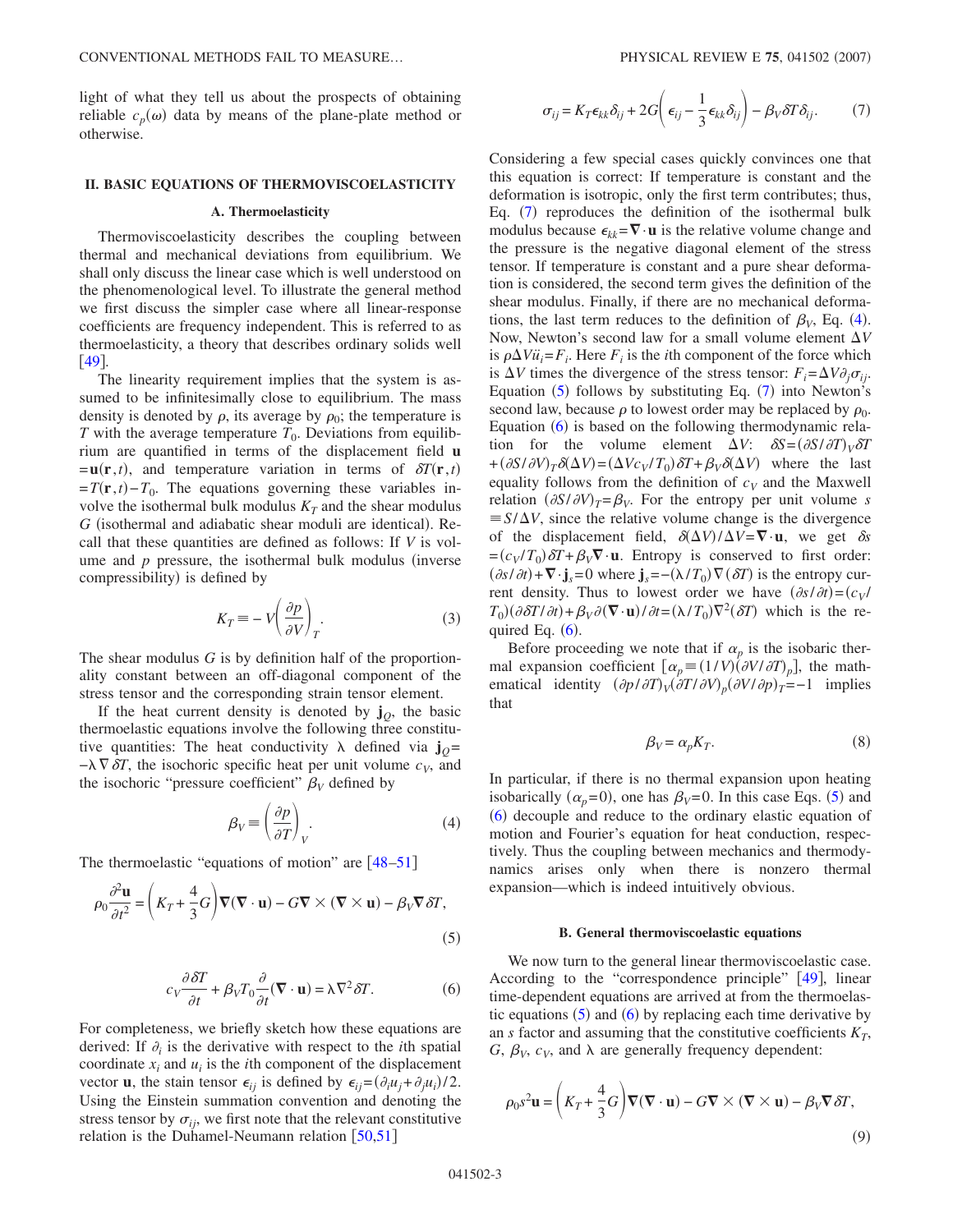light of what they tell us about the prospects of obtaining reliable $c_p(\omega)$ data by means of the plane-plate method or otherwise.

## II. BASIC EQUATIONS OF THERMOVISCOELASTICITY

### A. Thermoelasticity

Thermoviscoelasticity describes the coupling between thermal and mechanical deviations from equilibrium. We shall only discuss the linear case which is well understood on the phenomenological level. To illustrate the general method we first discuss the simpler case where all linear-response coefficients are frequency independent. This is referred to as thermoelasticity, a theory that describes ordinary solids well [49].

The linearity requirement implies that the system is assumed to be infinitesimally close to equilibrium. The mass density is denoted by $\rho$, its average by $\rho_0$; the temperature is $T$ with the average temperature $T_0$. Deviations from equilibrium are quantified in terms of the displacement field $\mathbf{u} = \mathbf{u}(\mathbf{r},t)$, and temperature variation in terms of $\delta T(\mathbf{r},t) = T(\mathbf{r},t) - T_0$. The equations governing these variables involve the isothermal bulk modulus $K_T$ and the shear modulus $G$ (isothermal and adiabatic shear moduli are identical). Recall that these quantities are defined as follows: If $V$ is volume and $p$ pressure, the isothermal bulk modulus (inverse compressibility) is defined by

$$K_T \equiv -V\left(\frac{\partial p}{\partial V}\right)_T. \tag{3}$$

The shear modulus $G$ is by definition half of the proportionality constant between an off-diagonal component of the stress tensor and the corresponding strain tensor element.

If the heat current density is denoted by $\mathbf{j}_Q$, the basic thermoelastic equations involve the following three constitutive quantities: The heat conductivity $\lambda$ defined via $\mathbf{j}_Q = -\lambda \nabla \delta T$, the isochoric specific heat per unit volume $c_V$, and the isochoric "pressure coefficient" $\beta_V$ defined by

$$\beta_V \equiv \left(\frac{\partial p}{\partial T}\right)_V. \tag{4}$$

The thermoelastic "equations of motion" are [48–51]

$$\rho_0 \frac{\partial^2 \mathbf{u}}{\partial t^2} = \left(K_T + \frac{4}{3}G\right)\nabla(\nabla \cdot \mathbf{u}) - G\nabla \times (\nabla \times \mathbf{u}) - \beta_V \nabla \delta T, \tag{5}$$

$$c_V \frac{\partial \delta T}{\partial t} + \beta_V T_0 \frac{\partial}{\partial t}(\nabla \cdot \mathbf{u}) = \lambda \nabla^2 \delta T. \tag{6}$$

For completeness, we briefly sketch how these equations are derived: If $\partial_i$ is the derivative with respect to the $i$th spatial coordinate $x_i$ and $u_i$ is the $i$th component of the displacement vector $\mathbf{u}$, the stain tensor $\epsilon_{ij}$ is defined by $\epsilon_{ij} = (\partial_i u_j + \partial_j u_i)/2$. Using the Einstein summation convention and denoting the stress tensor by $\sigma_{ij}$, we first note that the relevant constitutive relation is the Duhamel-Neumann relation [50,51]

$$\sigma_{ij} = K_T \epsilon_{kk}\delta_{ij} + 2G\left(\epsilon_{ij} - \frac{1}{3}\epsilon_{kk}\delta_{ij}\right) - \beta_V \delta T \delta_{ij}. \tag{7}$$

Considering a few special cases quickly convinces one that this equation is correct: If temperature is constant and the deformation is isotropic, only the first term contributes; thus, Eq. (7) reproduces the definition of the isothermal bulk modulus because $\epsilon_{kk} = \nabla \cdot \mathbf{u}$ is the relative volume change and the pressure is the negative diagonal element of the stress tensor. If temperature is constant and a pure shear deformation is considered, the second term gives the definition of the shear modulus. Finally, if there are no mechanical deformations, the last term reduces to the definition of $\beta_V$, Eq. (4). Now, Newton's second law for a small volume element $\Delta V$ is $\rho \Delta V \ddot{u}_i = F_i$. Here $F_i$ is the $i$th component of the force which is $\Delta V$ times the divergence of the stress tensor: $F_i = \Delta V \partial_j \sigma_{ij}$. Equation (5) follows by substituting Eq. (7) into Newton's second law, because $\rho$ to lowest order may be replaced by $\rho_0$. Equation (6) is based on the following thermodynamic relation for the volume element $\Delta V$: $\delta S = (\partial S/\partial T)_V \delta T + (\partial S/\partial V)_T \delta(\Delta V) = (\Delta V c_V / T_0)\delta T + \beta_V \delta(\Delta V)$ where the last equality follows from the definition of $c_V$ and the Maxwell relation $(\partial S/\partial V)_T = \beta_V$. For the entropy per unit volume $s \equiv S/\Delta V$, since the relative volume change is the divergence of the displacement field, $\delta(\Delta V)/\Delta V = \nabla \cdot \mathbf{u}$, we get $\delta s = (c_V/T_0)\delta T + \beta_V \nabla \cdot \mathbf{u}$. Entropy is conserved to first order: $(\partial s/\partial t) + \nabla \cdot \mathbf{j}_s = 0$ where $\mathbf{j}_s = -(\lambda/T_0)\nabla(\delta T)$ is the entropy current density. Thus to lowest order we have $(\partial s/\partial t) = (c_V/T_0)(\partial \delta T/\partial t) + \beta_V \partial(\nabla \cdot \mathbf{u})/\partial t = (\lambda/T_0)\nabla^2(\delta T)$ which is the required Eq. (6).

Before proceeding we note that if $\alpha_p$ is the isobaric thermal expansion coefficient $[\alpha_p \equiv (1/V)(\partial V/\partial T)_p]$, the mathematical identity $(\partial p/\partial T)_V (\partial T/\partial V)_p (\partial V/\partial p)_T = -1$ implies that

$$\beta_V = \alpha_p K_T. \tag{8}$$

In particular, if there is no thermal expansion upon heating isobarically ($\alpha_p = 0$), one has $\beta_V = 0$. In this case Eqs. (5) and (6) decouple and reduce to the ordinary elastic equation of motion and Fourier's equation for heat conduction, respectively. Thus the coupling between mechanics and thermodynamics arises only when there is nonzero thermal expansion—which is indeed intuitively obvious.

### B. General thermoviscoelastic equations

We now turn to the general linear thermoviscoelastic case. According to the "correspondence principle" [49], linear time-dependent equations are arrived at from the thermoelastic equations (5) and (6) by replacing each time derivative by an $s$ factor and assuming that the constitutive coefficients $K_T$, $G$, $\beta_V$, $c_V$, and $\lambda$ are generally frequency dependent:

$$\rho_0 s^2 \mathbf{u} = \left(K_T + \frac{4}{3}G\right)\nabla(\nabla \cdot \mathbf{u}) - G\nabla \times (\nabla \times \mathbf{u}) - \beta_V \nabla \delta T, \tag{9}$$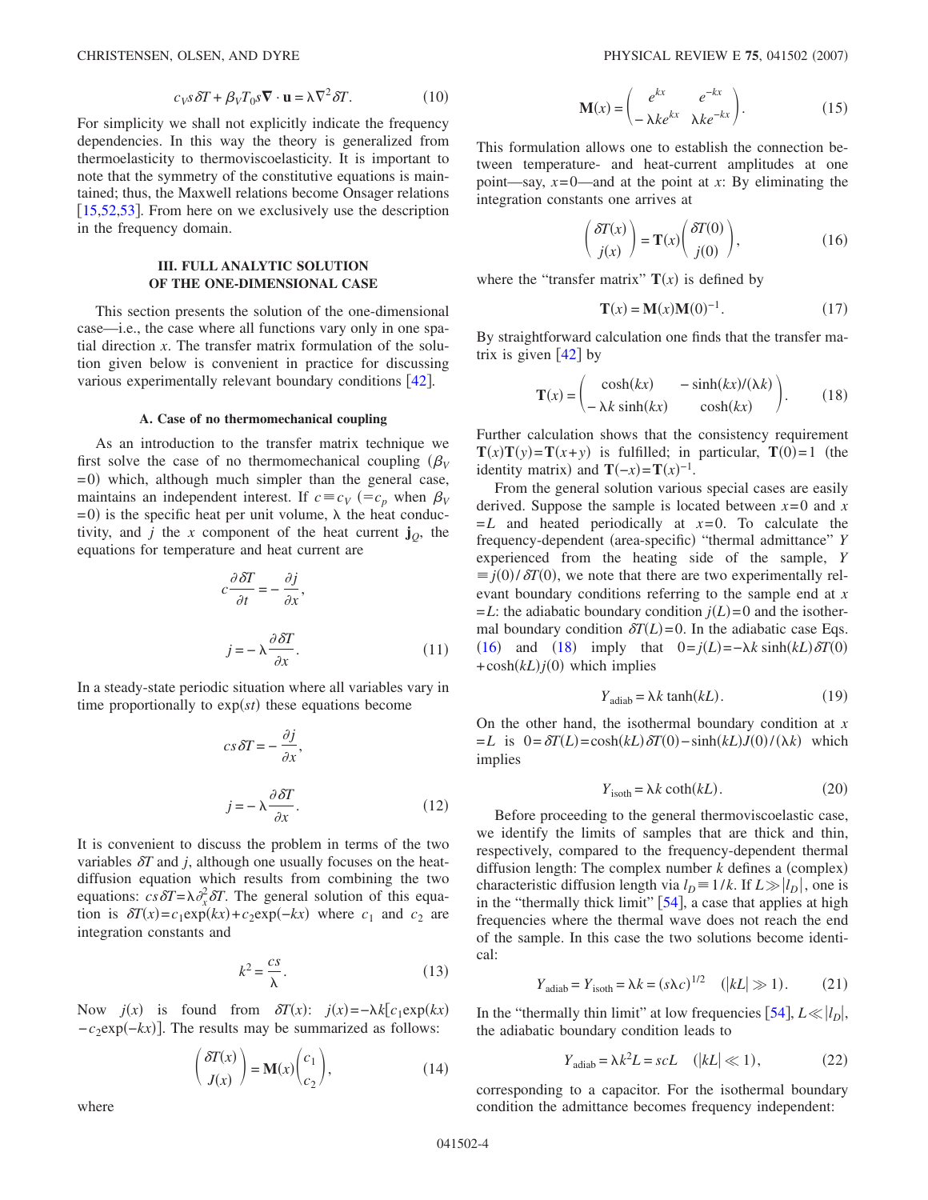$$c_V s\,\delta T + \beta_V T_0 s \nabla \cdot \mathbf{u} = \lambda \nabla^2 \delta T. \tag{10}$$

For simplicity we shall not explicitly indicate the frequency dependencies. In this way the theory is generalized from thermoelasticity to thermoviscoelasticity. It is important to note that the symmetry of the constitutive equations is maintained; thus, the Maxwell relations become Onsager relations [15,52,53]. From here on we exclusively use the description in the frequency domain.

## III. FULL ANALYTIC SOLUTION OF THE ONE-DIMENSIONAL CASE

This section presents the solution of the one-dimensional case—i.e., the case where all functions vary only in one spatial direction $x$. The transfer matrix formulation of the solution given below is convenient in practice for discussing various experimentally relevant boundary conditions [42].

### A. Case of no thermomechanical coupling

As an introduction to the transfer matrix technique we first solve the case of no thermomechanical coupling ($\beta_V = 0$) which, although much simpler than the general case, maintains an independent interest. If $c \equiv c_V$ ($= c_p$ when $\beta_V = 0$) is the specific heat per unit volume, $\lambda$ the heat conductivity, and $j$ the $x$ component of the heat current $\mathbf{j}_Q$, the equations for temperature and heat current are

$$c\frac{\partial \delta T}{\partial t} = -\frac{\partial j}{\partial x},$$

$$j = -\lambda \frac{\partial \delta T}{\partial x}. \tag{11}$$

In a steady-state periodic situation where all variables vary in time proportionally to $\exp(st)$ these equations become

$$cs\,\delta T = -\frac{\partial j}{\partial x},$$

$$j = -\lambda \frac{\partial \delta T}{\partial x}. \tag{12}$$

It is convenient to discuss the problem in terms of the two variables $\delta T$ and $j$, although one usually focuses on the heat-diffusion equation which results from combining the two equations: $cs\,\delta T = \lambda \partial_x^2 \delta T$. The general solution of this equation is $\delta T(x) = c_1 \exp(kx) + c_2 \exp(-kx)$ where $c_1$ and $c_2$ are integration constants and

$$k^2 = \frac{cs}{\lambda}. \tag{13}$$

Now $j(x)$ is found from $\delta T(x)$: $j(x) = -\lambda k[c_1 \exp(kx) - c_2 \exp(-kx)]$. The results may be summarized as follows:

$$\begin{pmatrix} \delta T(x) \\ J(x) \end{pmatrix} = \mathbf{M}(x) \begin{pmatrix} c_1 \\ c_2 \end{pmatrix}, \tag{14}$$

where

$$\mathbf{M}(x) = \begin{pmatrix} e^{kx} & e^{-kx} \\ -\lambda k e^{kx} & \lambda k e^{-kx} \end{pmatrix}. \tag{15}$$

This formulation allows one to establish the connection between temperature- and heat-current amplitudes at one point—say, $x=0$—and at the point at $x$: By eliminating the integration constants one arrives at

$$\begin{pmatrix} \delta T(x) \\ j(x) \end{pmatrix} = \mathbf{T}(x) \begin{pmatrix} \delta T(0) \\ j(0) \end{pmatrix}, \tag{16}$$

where the "transfer matrix" $\mathbf{T}(x)$ is defined by

$$\mathbf{T}(x) = \mathbf{M}(x)\mathbf{M}(0)^{-1}. \tag{17}$$

By straightforward calculation one finds that the transfer matrix is given [42] by

$$\mathbf{T}(x) = \begin{pmatrix} \cosh(kx) & -\sinh(kx)/(\lambda k) \\ -\lambda k \sinh(kx) & \cosh(kx) \end{pmatrix}. \tag{18}$$

Further calculation shows that the consistency requirement $\mathbf{T}(x)\mathbf{T}(y) = \mathbf{T}(x+y)$ is fulfilled; in particular, $\mathbf{T}(0) = 1$ (the identity matrix) and $\mathbf{T}(-x) = \mathbf{T}(x)^{-1}$.

From the general solution various special cases are easily derived. Suppose the sample is located between $x=0$ and $x=L$ and heated periodically at $x=0$. To calculate the frequency-dependent (area-specific) "thermal admittance" $Y$ experienced from the heating side of the sample, $Y \equiv j(0)/\delta T(0)$, we note that there are two experimentally relevant boundary conditions referring to the sample end at $x=L$: the adiabatic boundary condition $j(L)=0$ and the isothermal boundary condition $\delta T(L)=0$. In the adiabatic case Eqs. (16) and (18) imply that $0 = j(L) = -\lambda k \sinh(kL)\delta T(0) + \cosh(kL) j(0)$ which implies

$$Y_{\text{adiab}} = \lambda k \tanh(kL). \tag{19}$$

On the other hand, the isothermal boundary condition at $x=L$ is $0 = \delta T(L) = \cosh(kL)\delta T(0) - \sinh(kL) J(0)/(\lambda k)$ which implies

$$Y_{\text{isoth}} = \lambda k \coth(kL). \tag{20}$$

Before proceeding to the general thermoviscoelastic case, we identify the limits of samples that are thick and thin, respectively, compared to the frequency-dependent thermal diffusion length: The complex number $k$ defines a (complex) characteristic diffusion length via $l_D \equiv 1/k$. If $L \gg |l_D|$, one is in the "thermally thick limit" [54], a case that applies at high frequencies where the thermal wave does not reach the end of the sample. In this case the two solutions become identical:

$$Y_{\text{adiab}} = Y_{\text{isoth}} = \lambda k = (s\lambda c)^{1/2} \quad (|kL| \gg 1). \tag{21}$$

In the "thermally thin limit" at low frequencies [54], $L \ll |l_D|$, the adiabatic boundary condition leads to

$$Y_{\text{adiab}} = \lambda k^2 L = scL \quad (|kL| \ll 1), \tag{22}$$

corresponding to a capacitor. For the isothermal boundary condition the admittance becomes frequency independent: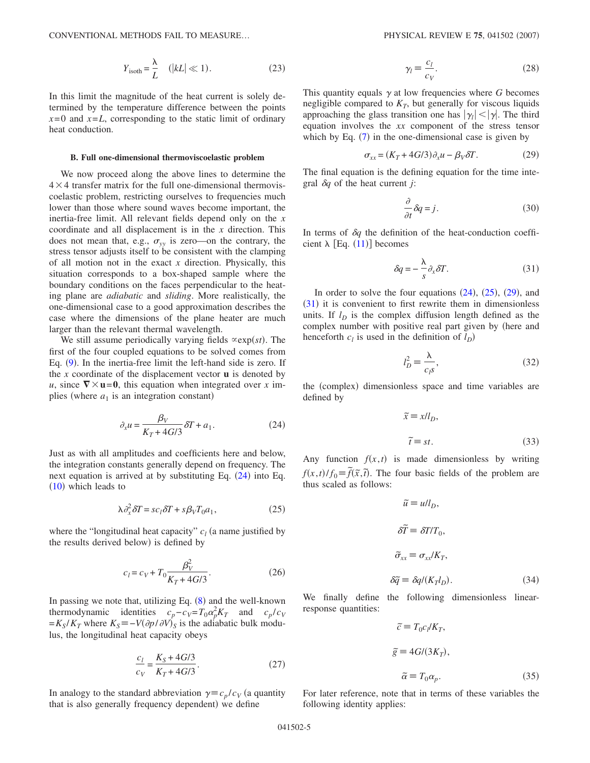$$Y_{\text{isoth}} = \frac{\lambda}{L} \quad (|kL| \ll 1). \tag{23}$$

In this limit the magnitude of the heat current is solely determined by the temperature difference between the points $x=0$ and $x=L$, corresponding to the static limit of ordinary heat conduction.

### B. Full one-dimensional thermoviscoelastic problem

We now proceed along the above lines to determine the $4\times 4$ transfer matrix for the full one-dimensional thermoviscoelastic problem, restricting ourselves to frequencies much lower than those where sound waves become important, the inertia-free limit. All relevant fields depend only on the $x$ coordinate and all displacement is in the $x$ direction. This does not mean that, e.g., $\sigma_{yy}$ is zero—on the contrary, the stress tensor adjusts itself to be consistent with the clamping of all motion not in the exact $x$ direction. Physically, this situation corresponds to a box-shaped sample where the boundary conditions on the faces perpendicular to the heating plane are *adiabatic* and *sliding*. More realistically, the one-dimensional case to a good approximation describes the case where the dimensions of the plane heater are much larger than the relevant thermal wavelength.

We still assume periodically varying fields $\propto \exp(st)$. The first of the four coupled equations to be solved comes from Eq. (9). In the inertia-free limit the left-hand side is zero. If the $x$ coordinate of the displacement vector $\mathbf{u}$ is denoted by $u$, since $\nabla \times \mathbf{u} = \mathbf{0}$, this equation when integrated over $x$ implies (where $a_1$ is an integration constant)

$$\partial_x u = \frac{\beta_V}{K_T + 4G/3}\delta T + a_1. \tag{24}$$

Just as with all amplitudes and coefficients here and below, the integration constants generally depend on frequency. The next equation is arrived at by substituting Eq. (24) into Eq. (10) which leads to

$$\lambda \partial_x^2 \delta T = s c_l \delta T + s \beta_V T_0 a_1, \tag{25}$$

where the "longitudinal heat capacity" $c_l$ (a name justified by the results derived below) is defined by

$$c_l = c_V + T_0 \frac{\beta_V^2}{K_T + 4G/3}. \tag{26}$$

In passing we note that, utilizing Eq. (8) and the well-known thermodynamic identities $c_p - c_V = T_0 \alpha_p^2 K_T$ and $c_p/c_V = K_S/K_T$ where $K_S \equiv -V(\partial p/\partial V)_S$ is the adiabatic bulk modulus, the longitudinal heat capacity obeys

$$\frac{c_l}{c_V} = \frac{K_S + 4G/3}{K_T + 4G/3}. \tag{27}$$

In analogy to the standard abbreviation $\gamma \equiv c_p/c_V$ (a quantity that is also generally frequency dependent) we define

$$\gamma_l \equiv \frac{c_l}{c_V}. \tag{28}$$

This quantity equals $\gamma$ at low frequencies where $G$ becomes negligible compared to $K_T$, but generally for viscous liquids approaching the glass transition one has $|\gamma_l| < |\gamma|$. The third equation involves the $xx$ component of the stress tensor which by Eq. (7) in the one-dimensional case is given by

$$\sigma_{xx} = (K_T + 4G/3)\partial_x u - \beta_V \delta T. \tag{29}$$

The final equation is the defining equation for the time integral $\delta q$ of the heat current $j$:

$$\frac{\partial}{\partial t}\delta q = j. \tag{30}$$

In terms of $\delta q$ the definition of the heat-conduction coefficient $\lambda$ [Eq. (11)] becomes

$$\delta q = -\frac{\lambda}{s}\partial_x \delta T. \tag{31}$$

In order to solve the four equations (24), (25), (29), and (31) it is convenient to first rewrite them in dimensionless units. If $l_D$ is the complex diffusion length defined as the complex number with positive real part given by (here and henceforth $c_l$ is used in the definition of $l_D$)

$$l_D^2 \equiv \frac{\lambda}{c_l s}, \tag{32}$$

the (complex) dimensionless space and time variables are defined by

$$\tilde{x} \equiv x/l_D,$$

$$\tilde{t} \equiv st. \tag{33}$$

Any function $f(x,t)$ is made dimensionless by writing $f(x,t)/f_0 \equiv \tilde{f}(\tilde{x},\tilde{t})$. The four basic fields of the problem are thus scaled as follows:

$$\tilde{u} \equiv u/l_D,$$

$$\delta\tilde{T} \equiv \delta T/T_0,$$

$$\tilde{\sigma}_{xx} \equiv \sigma_{xx}/K_T,$$

$$\delta\tilde{q} \equiv \delta q/(K_T l_D). \tag{34}$$

We finally define the following dimensionless linear-response quantities:

$$\tilde{c} \equiv T_0 c_l/K_T,$$

$$\tilde{g} \equiv 4G/(3K_T),$$

$$\tilde{\alpha} \equiv T_0 \alpha_p. \tag{35}$$

For later reference, note that in terms of these variables the following identity applies: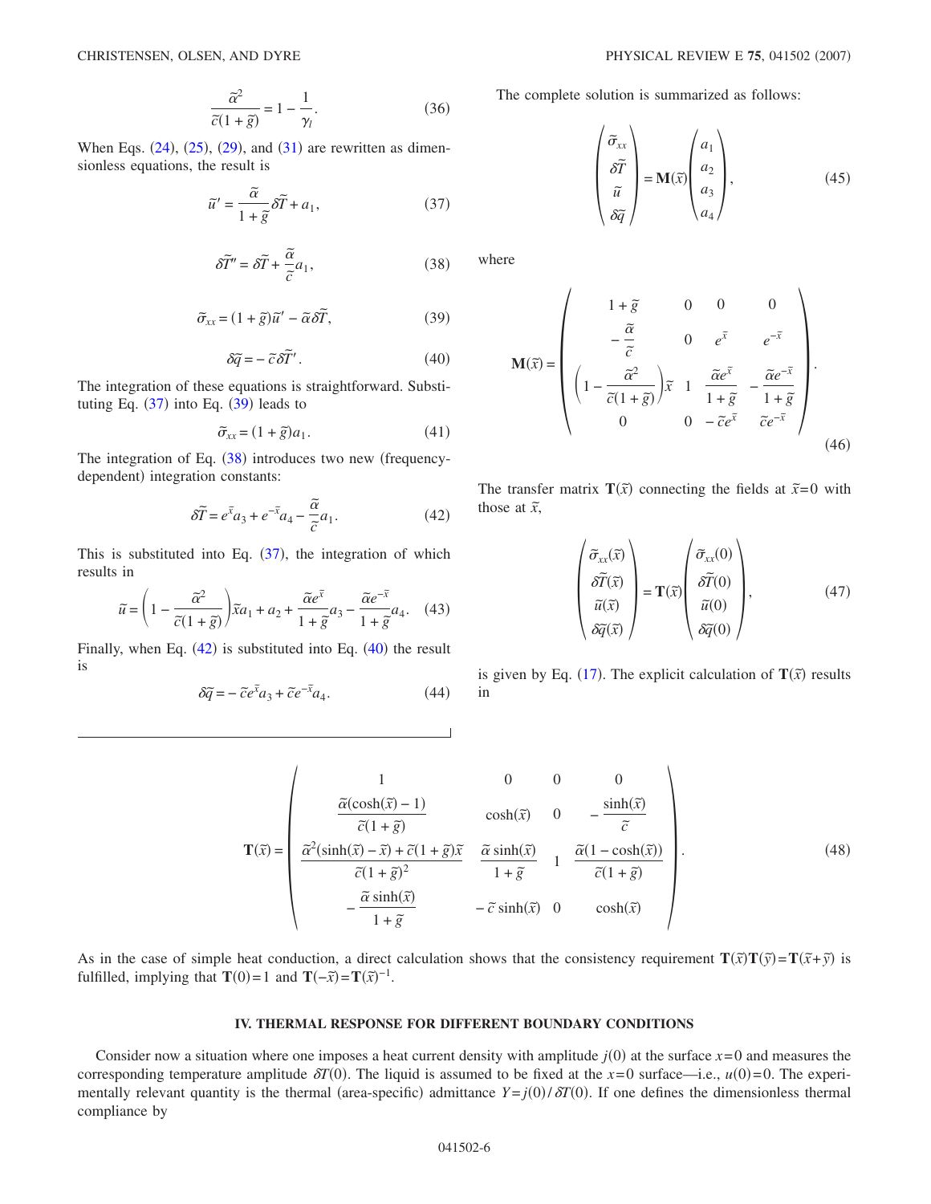$$\frac{\tilde{\alpha}^2}{\tilde{c}(1+\tilde{g})} = 1 - \frac{1}{\gamma_l}. \tag{36}$$

When Eqs. (24), (25), (29), and (31) are rewritten as dimensionless equations, the result is

$$\tilde{u}' = \frac{\tilde{\alpha}}{1+\tilde{g}}\delta\tilde{T} + a_1, \tag{37}$$

$$\delta\tilde{T}'' = \delta\tilde{T} + \frac{\tilde{\alpha}}{\tilde{c}}a_1, \tag{38}$$

$$\tilde{\sigma}_{xx} = (1+\tilde{g})\tilde{u}' - \tilde{\alpha}\delta\tilde{T}, \tag{39}$$

$$\delta\tilde{q} = -\tilde{c}\delta\tilde{T}'. \tag{40}$$

The integration of these equations is straightforward. Substituting Eq. (37) into Eq. (39) leads to

$$\tilde{\sigma}_{xx} = (1+\tilde{g})a_1. \tag{41}$$

The integration of Eq. (38) introduces two new (frequency-dependent) integration constants:

$$\delta\tilde{T} = e^{\tilde{x}}a_3 + e^{-\tilde{x}}a_4 - \frac{\tilde{\alpha}}{\tilde{c}}a_1. \tag{42}$$

This is substituted into Eq. (37), the integration of which results in

$$\tilde{u} = \left(1 - \frac{\tilde{\alpha}^2}{\tilde{c}(1+\tilde{g})}\right)\tilde{x}a_1 + a_2 + \frac{\tilde{\alpha}e^{\tilde{x}}}{1+\tilde{g}}a_3 - \frac{\tilde{\alpha}e^{-\tilde{x}}}{1+\tilde{g}}a_4. \tag{43}$$

Finally, when Eq. (42) is substituted into Eq. (40) the result is

$$\delta\tilde{q} = -\tilde{c}e^{\tilde{x}}a_3 + \tilde{c}e^{-\tilde{x}}a_4. \tag{44}$$

The complete solution is summarized as follows:

$$\begin{pmatrix} \tilde{\sigma}_{xx} \\ \delta\tilde{T} \\ \tilde{u} \\ \delta\tilde{q} \end{pmatrix} = \mathbf{M}(\tilde{x})\begin{pmatrix} a_1 \\ a_2 \\ a_3 \\ a_4 \end{pmatrix}, \tag{45}$$

where

$$\mathbf{M}(\tilde{x}) = \begin{pmatrix} 1+\tilde{g} & 0 & 0 & 0 \\ -\dfrac{\tilde{\alpha}}{\tilde{c}} & 0 & e^{\tilde{x}} & e^{-\tilde{x}} \\ \left(1 - \dfrac{\tilde{\alpha}^2}{\tilde{c}(1+\tilde{g})}\right)\tilde{x} & 1 & \dfrac{\tilde{\alpha}e^{\tilde{x}}}{1+\tilde{g}} & -\dfrac{\tilde{\alpha}e^{-\tilde{x}}}{1+\tilde{g}} \\ 0 & 0 & -\tilde{c}e^{\tilde{x}} & \tilde{c}e^{-\tilde{x}} \end{pmatrix}. \tag{46}$$

The transfer matrix $\mathbf{T}(\tilde{x})$ connecting the fields at $\tilde{x}=0$ with those at $\tilde{x}$,

$$\begin{pmatrix} \tilde{\sigma}_{xx}(\tilde{x}) \\ \delta\tilde{T}(\tilde{x}) \\ \tilde{u}(\tilde{x}) \\ \delta\tilde{q}(\tilde{x}) \end{pmatrix} = \mathbf{T}(\tilde{x})\begin{pmatrix} \tilde{\sigma}_{xx}(0) \\ \delta\tilde{T}(0) \\ \tilde{u}(0) \\ \delta\tilde{q}(0) \end{pmatrix}, \tag{47}$$

is given by Eq. (17). The explicit calculation of $\mathbf{T}(\tilde{x})$ results in

$$\mathbf{T}(\tilde{x}) = \begin{pmatrix} 1 & 0 & 0 & 0 \\ \dfrac{\tilde{\alpha}(\cosh(\tilde{x})-1)}{\tilde{c}(1+\tilde{g})} & \cosh(\tilde{x}) & 0 & -\dfrac{\sinh(\tilde{x})}{\tilde{c}} \\ \dfrac{\tilde{\alpha}^2(\sinh(\tilde{x})-\tilde{x}) + \tilde{c}(1+\tilde{g})\tilde{x}}{\tilde{c}(1+\tilde{g})^2} & \dfrac{\tilde{\alpha}\sinh(\tilde{x})}{1+\tilde{g}} & 1 & \dfrac{\tilde{\alpha}(1-\cosh(\tilde{x}))}{\tilde{c}(1+\tilde{g})} \\ -\dfrac{\tilde{\alpha}\sinh(\tilde{x})}{1+\tilde{g}} & -\tilde{c}\sinh(\tilde{x}) & 0 & \cosh(\tilde{x}) \end{pmatrix}. \tag{48}$$

As in the case of simple heat conduction, a direct calculation shows that the consistency requirement $\mathbf{T}(\tilde{x})\mathbf{T}(\tilde{y}) = \mathbf{T}(\tilde{x}+\tilde{y})$ is fulfilled, implying that $\mathbf{T}(0)=1$ and $\mathbf{T}(-\tilde{x}) = \mathbf{T}(\tilde{x})^{-1}$.

## IV. THERMAL RESPONSE FOR DIFFERENT BOUNDARY CONDITIONS

Consider now a situation where one imposes a heat current density with amplitude $j(0)$ at the surface $x=0$ and measures the corresponding temperature amplitude $\delta T(0)$. The liquid is assumed to be fixed at the $x=0$ surface—i.e., $u(0)=0$. The experimentally relevant quantity is the thermal (area-specific) admittance $Y = j(0)/\delta T(0)$. If one defines the dimensionless thermal compliance by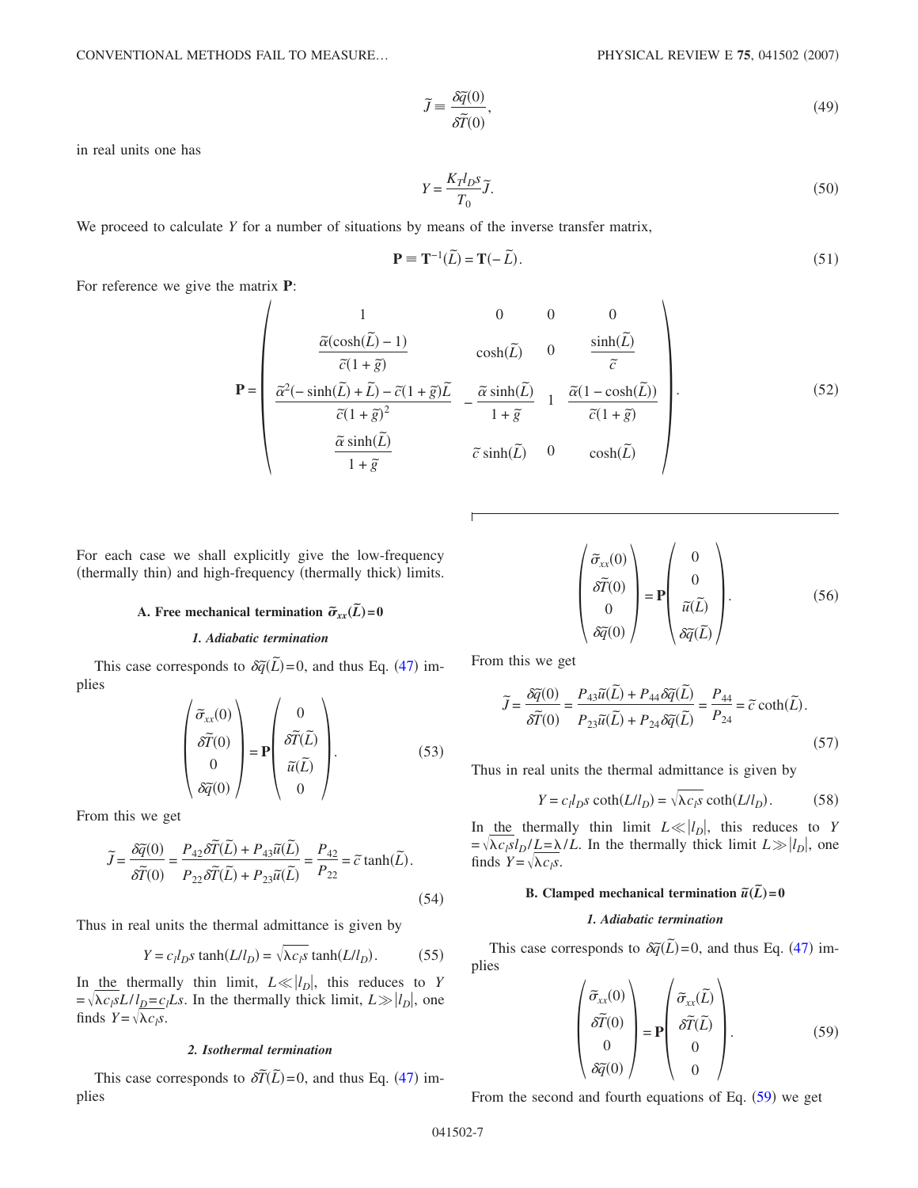$$\tilde{J} \equiv \frac{\delta\tilde{q}(0)}{\delta\tilde{T}(0)}, \tag{49}$$

in real units one has

$$Y = \frac{K_T l_D s}{T_0}\tilde{J}. \tag{50}$$

We proceed to calculate $Y$ for a number of situations by means of the inverse transfer matrix,

$$\mathbf{P} \equiv \mathbf{T}^{-1}(\tilde{L}) = \mathbf{T}(-\tilde{L}). \tag{51}$$

For reference we give the matrix $\mathbf{P}$:

$$\mathbf{P} = \begin{pmatrix} 1 & 0 & 0 & 0 \\ \frac{\tilde{\alpha}(\cosh(\tilde{L})-1)}{\tilde{c}(1+\tilde{g})} & \cosh(\tilde{L}) & 0 & \frac{\sinh(\tilde{L})}{\tilde{c}} \\ \frac{\tilde{\alpha}^2(-\sinh(\tilde{L})+\tilde{L}) - \tilde{c}(1+\tilde{g})\tilde{L}}{\tilde{c}(1+\tilde{g})^2} & -\frac{\tilde{\alpha}\sinh(\tilde{L})}{1+\tilde{g}} & 1 & \frac{\tilde{\alpha}(1-\cosh(\tilde{L}))}{\tilde{c}(1+\tilde{g})} \\ \frac{\tilde{\alpha}\sinh(\tilde{L})}{1+\tilde{g}} & \tilde{c}\sinh(\tilde{L}) & 0 & \cosh(\tilde{L}) \end{pmatrix}. \tag{52}$$

For each case we shall explicitly give the low-frequency (thermally thin) and high-frequency (thermally thick) limits.

### A. Free mechanical termination $\tilde{\sigma}_{xx}(\tilde{L})=0$

#### 1. Adiabatic termination

This case corresponds to $\delta\tilde{q}(\tilde{L})=0$, and thus Eq. (47) implies

$$\begin{pmatrix} \tilde{\sigma}_{xx}(0) \\ \delta\tilde{T}(0) \\ 0 \\ \delta\tilde{q}(0) \end{pmatrix} = \mathbf{P}\begin{pmatrix} 0 \\ \delta\tilde{T}(\tilde{L}) \\ \tilde{u}(\tilde{L}) \\ 0 \end{pmatrix}. \tag{53}$$

From this we get

$$\tilde{J} = \frac{\delta\tilde{q}(0)}{\delta\tilde{T}(0)} = \frac{P_{42}\delta\tilde{T}(\tilde{L}) + P_{43}\tilde{u}(\tilde{L})}{P_{22}\delta\tilde{T}(\tilde{L}) + P_{23}\tilde{u}(\tilde{L})} = \frac{P_{42}}{P_{22}} = \tilde{c}\tanh(\tilde{L}). \tag{54}$$

Thus in real units the thermal admittance is given by

$$Y = c_l l_D s \tanh(L/l_D) = \sqrt{\lambda c_l s}\tanh(L/l_D). \tag{55}$$

In the thermally thin limit, $L \ll |l_D|$, this reduces to $Y = \sqrt{\lambda c_l s}L/l_D = c_l L s$. In the thermally thick limit, $L \gg |l_D|$, one finds $Y = \sqrt{\lambda c_l s}$.

#### 2. Isothermal termination

This case corresponds to $\delta\tilde{T}(\tilde{L})=0$, and thus Eq. (47) implies

$$\begin{pmatrix} \tilde{\sigma}_{xx}(0) \\ \delta\tilde{T}(0) \\ 0 \\ \delta\tilde{q}(0) \end{pmatrix} = \mathbf{P}\begin{pmatrix} 0 \\ 0 \\ \tilde{u}(\tilde{L}) \\ \delta\tilde{q}(\tilde{L}) \end{pmatrix}. \tag{56}$$

From this we get

$$\tilde{J} = \frac{\delta\tilde{q}(0)}{\delta\tilde{T}(0)} = \frac{P_{43}\tilde{u}(\tilde{L}) + P_{44}\delta\tilde{q}(\tilde{L})}{P_{23}\tilde{u}(\tilde{L}) + P_{24}\delta\tilde{q}(\tilde{L})} = \frac{P_{44}}{P_{24}} = \tilde{c}\coth(\tilde{L}). \tag{57}$$

Thus in real units the thermal admittance is given by

$$Y = c_l l_D s \coth(L/l_D) = \sqrt{\lambda c_l s}\coth(L/l_D). \tag{58}$$

In the thermally thin limit $L \ll |l_D|$, this reduces to $Y = \sqrt{\lambda c_l s}l_D/L = \lambda/L$. In the thermally thick limit $L \gg |l_D|$, one finds $Y = \sqrt{\lambda c_l s}$.

### B. Clamped mechanical termination $\tilde{u}(\tilde{L})=0$

#### 1. Adiabatic termination

This case corresponds to $\delta\tilde{q}(\tilde{L})=0$, and thus Eq. (47) implies

$$\begin{pmatrix} \tilde{\sigma}_{xx}(0) \\ \delta\tilde{T}(0) \\ 0 \\ \delta\tilde{q}(0) \end{pmatrix} = \mathbf{P}\begin{pmatrix} \tilde{\sigma}_{xx}(\tilde{L}) \\ \delta\tilde{T}(\tilde{L}) \\ 0 \\ 0 \end{pmatrix}. \tag{59}$$

From the second and fourth equations of Eq. (59) we get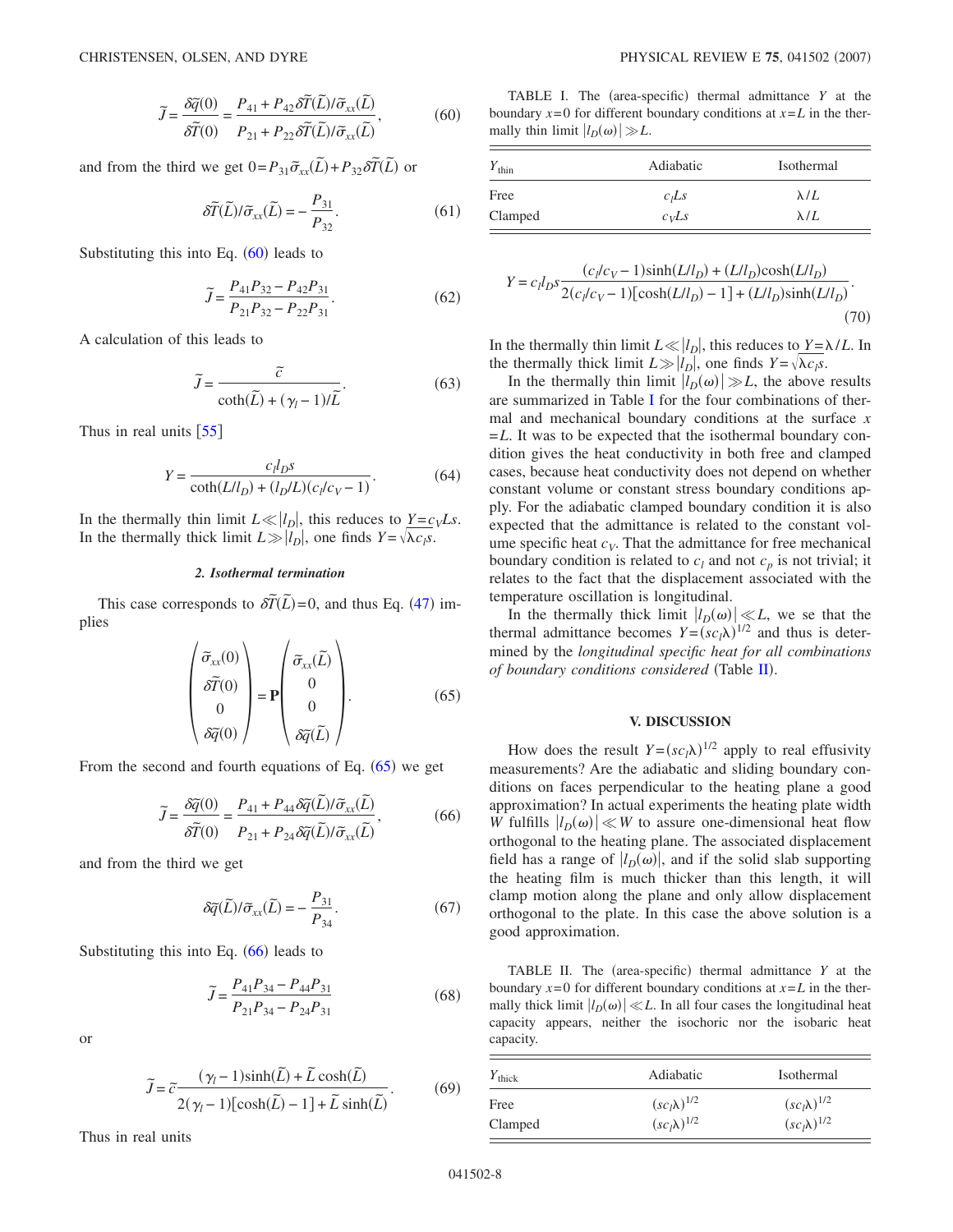$$\tilde{J} = \frac{\delta\tilde{q}(0)}{\delta\tilde{T}(0)} = \frac{P_{41} + P_{42}\delta\tilde{T}(\tilde{L})/\tilde{\sigma}_{xx}(\tilde{L})}{P_{21} + P_{22}\delta\tilde{T}(\tilde{L})/\tilde{\sigma}_{xx}(\tilde{L})}, \tag{60}$$

and from the third we get $0 = P_{31}\tilde{\sigma}_{xx}(\tilde{L}) + P_{32}\delta\tilde{T}(\tilde{L})$ or

$$\delta\tilde{T}(\tilde{L})/\tilde{\sigma}_{xx}(\tilde{L}) = -\frac{P_{31}}{P_{32}}. \tag{61}$$

Substituting this into Eq. (60) leads to

$$\tilde{J} = \frac{P_{41}P_{32} - P_{42}P_{31}}{P_{21}P_{32} - P_{22}P_{31}}. \tag{62}$$

A calculation of this leads to

$$\tilde{J} = \frac{\tilde{c}}{\coth(\tilde{L}) + (\gamma_l - 1)/\tilde{L}}. \tag{63}$$

Thus in real units [55]

$$Y = \frac{c_l l_D s}{\coth(L/l_D) + (l_D/L)(c_l/c_V - 1)}. \tag{64}$$

In the thermally thin limit $L \ll |l_D|$, this reduces to $Y = c_V L s$. In the thermally thick limit $L \gg |l_D|$, one finds $Y = \sqrt{\lambda c_l s}$.

#### 2. Isothermal termination

This case corresponds to $\delta\tilde{T}(\tilde{L}) = 0$, and thus Eq. (47) implies

$$\begin{pmatrix} \tilde{\sigma}_{xx}(0) \\ \delta\tilde{T}(0) \\ 0 \\ \delta\tilde{q}(0) \end{pmatrix} = \mathbf{P} \begin{pmatrix} \tilde{\sigma}_{xx}(\tilde{L}) \\ 0 \\ 0 \\ \delta\tilde{q}(\tilde{L}) \end{pmatrix}. \tag{65}$$

From the second and fourth equations of Eq. (65) we get

$$\tilde{J} = \frac{\delta\tilde{q}(0)}{\delta\tilde{T}(0)} = \frac{P_{41} + P_{44}\delta\tilde{q}(\tilde{L})/\tilde{\sigma}_{xx}(\tilde{L})}{P_{21} + P_{24}\delta\tilde{q}(\tilde{L})/\tilde{\sigma}_{xx}(\tilde{L})}, \tag{66}$$

and from the third we get

$$\delta\tilde{q}(\tilde{L})/\tilde{\sigma}_{xx}(\tilde{L}) = -\frac{P_{31}}{P_{34}}. \tag{67}$$

Substituting this into Eq. (66) leads to

$$\tilde{J} = \frac{P_{41}P_{34} - P_{44}P_{31}}{P_{21}P_{34} - P_{24}P_{31}} \tag{68}$$

or

$$\tilde{J} = \tilde{c}\frac{(\gamma_l - 1)\sinh(\tilde{L}) + \tilde{L}\cosh(\tilde{L})}{2(\gamma_l - 1)[\cosh(\tilde{L}) - 1] + \tilde{L}\sinh(\tilde{L})}. \tag{69}$$

Thus in real units

$$Y = c_l l_D s \frac{(c_l/c_V - 1)\sinh(L/l_D) + (L/l_D)\cosh(L/l_D)}{2(c_l/c_V - 1)[\cosh(L/l_D) - 1] + (L/l_D)\sinh(L/l_D)}. \tag{70}$$

In the thermally thin limit $L \ll |l_D|$, this reduces to $Y = \lambda/L$. In the thermally thick limit $L \gg |l_D|$, one finds $Y = \sqrt{\lambda c_l s}$.

In the thermally thin limit $|l_D(\omega)| \gg L$, the above results are summarized in Table I for the four combinations of thermal and mechanical boundary conditions at the surface $x = L$. It was to be expected that the isothermal boundary condition gives the heat conductivity in both free and clamped cases, because heat conductivity does not depend on whether constant volume or constant stress boundary conditions apply. For the adiabatic clamped boundary condition it is also expected that the admittance is related to the constant volume specific heat $c_V$. That the admittance for free mechanical boundary condition is related to $c_l$ and not $c_p$ is not trivial; it relates to the fact that the displacement associated with the temperature oscillation is longitudinal.

In the thermally thick limit $|l_D(\omega)| \ll L$, we se that the thermal admittance becomes $Y = (sc_l\lambda)^{1/2}$ and thus is determined by the *longitudinal specific heat for all combinations of boundary conditions considered* (Table II).

TABLE I. The (area-specific) thermal admittance $Y$ at the boundary $x = 0$ for different boundary conditions at $x = L$ in the thermally thin limit $|l_D(\omega)| \gg L$.

| $Y_{\text{thin}}$ | Adiabatic | Isothermal |
|---|---|---|
| Free | $c_l L s$ | $\lambda/L$ |
| Clamped | $c_V L s$ | $\lambda/L$ |

## V. DISCUSSION

How does the result $Y = (sc_l\lambda)^{1/2}$ apply to real effusivity measurements? Are the adiabatic and sliding boundary conditions on faces perpendicular to the heating plane a good approximation? In actual experiments the heating plate width $W$ fulfills $|l_D(\omega)| \ll W$ to assure one-dimensional heat flow orthogonal to the heating plane. The associated displacement field has a range of $|l_D(\omega)|$, and if the solid slab supporting the heating film is much thicker than this length, it will clamp motion along the plane and only allow displacement orthogonal to the plate. In this case the above solution is a good approximation.

TABLE II. The (area-specific) thermal admittance $Y$ at the boundary $x = 0$ for different boundary conditions at $x = L$ in the thermally thick limit $|l_D(\omega)| \ll L$. In all four cases the longitudinal heat capacity appears, neither the isochoric nor the isobaric heat capacity.

| $Y_{\text{thick}}$ | Adiabatic | Isothermal |
|---|---|---|
| Free | $(sc_l\lambda)^{1/2}$ | $(sc_l\lambda)^{1/2}$ |
| Clamped | $(sc_l\lambda)^{1/2}$ | $(sc_l\lambda)^{1/2}$ |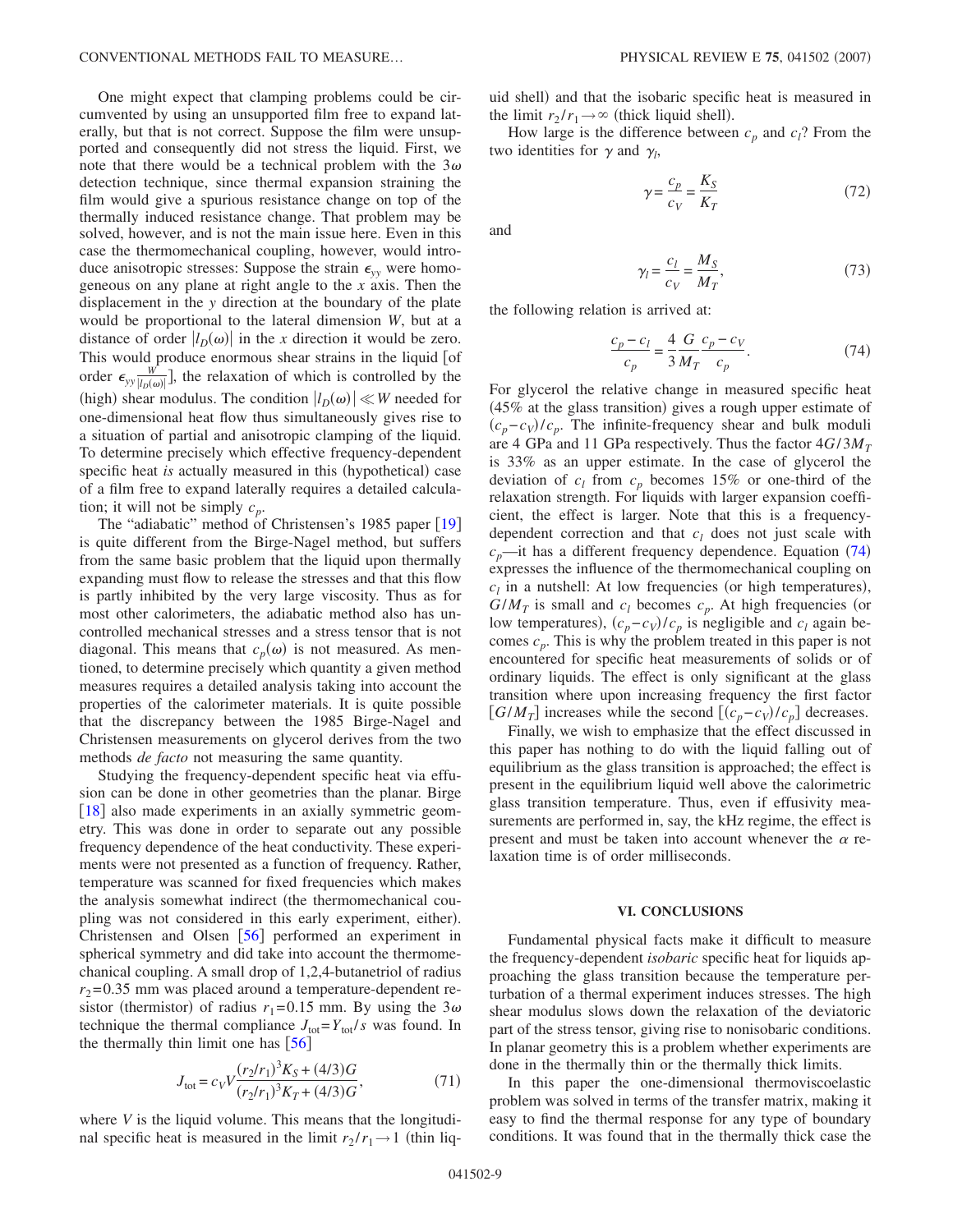One might expect that clamping problems could be circumvented by using an unsupported film free to expand laterally, but that is not correct. Suppose the film were unsupported and consequently did not stress the liquid. First, we note that there would be a technical problem with the $3\omega$ detection technique, since thermal expansion straining the film would give a spurious resistance change on top of the thermally induced resistance change. That problem may be solved, however, and is not the main issue here. Even in this case the thermomechanical coupling, however, would introduce anisotropic stresses: Suppose the strain $\epsilon_{yy}$ were homogeneous on any plane at right angle to the $x$ axis. Then the displacement in the $y$ direction at the boundary of the plate would be proportional to the lateral dimension $W$, but at a distance of order $|l_D(\omega)|$ in the $x$ direction it would be zero. This would produce enormous shear strains in the liquid [of order $\epsilon_{yy}\frac{W}{|l_D(\omega)|}$], the relaxation of which is controlled by the (high) shear modulus. The condition $|l_D(\omega)| \ll W$ needed for one-dimensional heat flow thus simultaneously gives rise to a situation of partial and anisotropic clamping of the liquid. To determine precisely which effective frequency-dependent specific heat *is* actually measured in this (hypothetical) case of a film free to expand laterally requires a detailed calculation; it will not be simply $c_p$.

The "adiabatic" method of Christensen's 1985 paper [19] is quite different from the Birge-Nagel method, but suffers from the same basic problem that the liquid upon thermally expanding must flow to release the stresses and that this flow is partly inhibited by the very large viscosity. Thus as for most other calorimeters, the adiabatic method also has uncontrolled mechanical stresses and a stress tensor that is not diagonal. This means that $c_p(\omega)$ is not measured. As mentioned, to determine precisely which quantity a given method measures requires a detailed analysis taking into account the properties of the calorimeter materials. It is quite possible that the discrepancy between the 1985 Birge-Nagel and Christensen measurements on glycerol derives from the two methods *de facto* not measuring the same quantity.

Studying the frequency-dependent specific heat via effusion can be done in other geometries than the planar. Birge [18] also made experiments in an axially symmetric geometry. This was done in order to separate out any possible frequency dependence of the heat conductivity. These experiments were not presented as a function of frequency. Rather, temperature was scanned for fixed frequencies which makes the analysis somewhat indirect (the thermomechanical coupling was not considered in this early experiment, either). Christensen and Olsen [56] performed an experiment in spherical symmetry and did take into account the thermomechanical coupling. A small drop of 1,2,4-butanetriol of radius $r_2=0.35$ mm was placed around a temperature-dependent resistor (thermistor) of radius $r_1=0.15$ mm. By using the $3\omega$ technique the thermal compliance $J_{\text{tot}}=Y_{\text{tot}}/s$ was found. In the thermally thin limit one has [56]

$$J_{\text{tot}} = c_V V \frac{(r_2/r_1)^3 K_S + (4/3)G}{(r_2/r_1)^3 K_T + (4/3)G}, \tag{71}$$

where $V$ is the liquid volume. This means that the longitudinal specific heat is measured in the limit $r_2/r_1 \to 1$ (thin liquid shell) and that the isobaric specific heat is measured in the limit $r_2/r_1 \to \infty$ (thick liquid shell).

How large is the difference between $c_p$ and $c_l$? From the two identities for $\gamma$ and $\gamma_l$,

$$\gamma = \frac{c_p}{c_V} = \frac{K_S}{K_T} \tag{72}$$

and

$$\gamma_l = \frac{c_l}{c_V} = \frac{M_S}{M_T}, \tag{73}$$

the following relation is arrived at:

$$\frac{c_p - c_l}{c_p} = \frac{4}{3}\frac{G}{M_T}\frac{c_p - c_V}{c_p}. \tag{74}$$

For glycerol the relative change in measured specific heat (45% at the glass transition) gives a rough upper estimate of $(c_p - c_V)/c_p$. The infinite-frequency shear and bulk moduli are 4 GPa and 11 GPa respectively. Thus the factor $4G/3M_T$ is 33% as an upper estimate. In the case of glycerol the deviation of $c_l$ from $c_p$ becomes 15% or one-third of the relaxation strength. For liquids with larger expansion coefficient, the effect is larger. Note that this is a frequency-dependent correction and that $c_l$ does not just scale with $c_p$—it has a different frequency dependence. Equation (74) expresses the influence of the thermomechanical coupling on $c_l$ in a nutshell: At low frequencies (or high temperatures), $G/M_T$ is small and $c_l$ becomes $c_p$. At high frequencies (or low temperatures), $(c_p - c_V)/c_p$ is negligible and $c_l$ again becomes $c_p$. This is why the problem treated in this paper is not encountered for specific heat measurements of solids or of ordinary liquids. The effect is only significant at the glass transition where upon increasing frequency the first factor $[G/M_T]$ increases while the second $[(c_p - c_V)/c_p]$ decreases.

Finally, we wish to emphasize that the effect discussed in this paper has nothing to do with the liquid falling out of equilibrium as the glass transition is approached; the effect is present in the equilibrium liquid well above the calorimetric glass transition temperature. Thus, even if effusivity measurements are performed in, say, the kHz regime, the effect is present and must be taken into account whenever the $\alpha$ relaxation time is of order milliseconds.

## VI. CONCLUSIONS

Fundamental physical facts make it difficult to measure the frequency-dependent *isobaric* specific heat for liquids approaching the glass transition because the temperature perturbation of a thermal experiment induces stresses. The high shear modulus slows down the relaxation of the deviatoric part of the stress tensor, giving rise to nonisobaric conditions. In planar geometry this is a problem whether experiments are done in the thermally thin or the thermally thick limits.

In this paper the one-dimensional thermoviscoelastic problem was solved in terms of the transfer matrix, making it easy to find the thermal response for any type of boundary conditions. It was found that in the thermally thick case the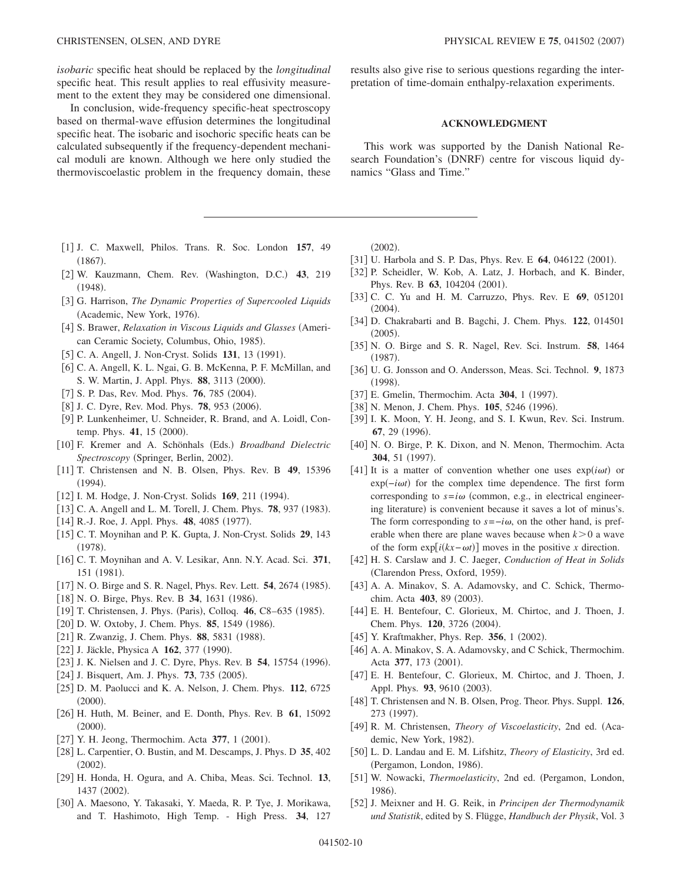*isobaric* specific heat should be replaced by the *longitudinal* specific heat. This result applies to real effusivity measurement to the extent they may be considered one dimensional.

In conclusion, wide-frequency specific-heat spectroscopy based on thermal-wave effusion determines the longitudinal specific heat. The isobaric and isochoric specific heats can be calculated subsequently if the frequency-dependent mechanical moduli are known. Although we here only studied the thermoviscoelastic problem in the frequency domain, these results also give rise to serious questions regarding the interpretation of time-domain enthalpy-relaxation experiments.

## ACKNOWLEDGMENT

This work was supported by the Danish National Research Foundation's (DNRF) centre for viscous liquid dynamics "Glass and Time."

---

[1] J. C. Maxwell, Philos. Trans. R. Soc. London **157**, 49 (1867).

[2] W. Kauzmann, Chem. Rev. (Washington, D.C.) **43**, 219 (1948).

[3] G. Harrison, *The Dynamic Properties of Supercooled Liquids* (Academic, New York, 1976).

[4] S. Brawer, *Relaxation in Viscous Liquids and Glasses* (American Ceramic Society, Columbus, Ohio, 1985).

[5] C. A. Angell, J. Non-Cryst. Solids **131**, 13 (1991).

[6] C. A. Angell, K. L. Ngai, G. B. McKenna, P. F. McMillan, and S. W. Martin, J. Appl. Phys. **88**, 3113 (2000).

[7] S. P. Das, Rev. Mod. Phys. **76**, 785 (2004).

[8] J. C. Dyre, Rev. Mod. Phys. **78**, 953 (2006).

[9] P. Lunkenheimer, U. Schneider, R. Brand, and A. Loidl, Contemp. Phys. **41**, 15 (2000).

[10] F. Kremer and A. Schönhals (Eds.) *Broadband Dielectric Spectroscopy* (Springer, Berlin, 2002).

[11] T. Christensen and N. B. Olsen, Phys. Rev. B **49**, 15396 (1994).

[12] I. M. Hodge, J. Non-Cryst. Solids **169**, 211 (1994).

[13] C. A. Angell and L. M. Torell, J. Chem. Phys. **78**, 937 (1983).

[14] R.-J. Roe, J. Appl. Phys. **48**, 4085 (1977).

[15] C. T. Moynihan and P. K. Gupta, J. Non-Cryst. Solids **29**, 143 (1978).

[16] C. T. Moynihan and A. V. Lesikar, Ann. N.Y. Acad. Sci. **371**, 151 (1981).

[17] N. O. Birge and S. R. Nagel, Phys. Rev. Lett. **54**, 2674 (1985).

[18] N. O. Birge, Phys. Rev. B **34**, 1631 (1986).

[19] T. Christensen, J. Phys. (Paris), Colloq. **46**, C8–635 (1985).

[20] D. W. Oxtoby, J. Chem. Phys. **85**, 1549 (1986).

[21] R. Zwanzig, J. Chem. Phys. **88**, 5831 (1988).

[22] J. Jäckle, Physica A **162**, 377 (1990).

[23] J. K. Nielsen and J. C. Dyre, Phys. Rev. B **54**, 15754 (1996).

[24] J. Bisquert, Am. J. Phys. **73**, 735 (2005).

[25] D. M. Paolucci and K. A. Nelson, J. Chem. Phys. **112**, 6725 (2000).

[26] H. Huth, M. Beiner, and E. Donth, Phys. Rev. B **61**, 15092 (2000).

[27] Y. H. Jeong, Thermochim. Acta **377**, 1 (2001).

[28] L. Carpentier, O. Bustin, and M. Descamps, J. Phys. D **35**, 402 (2002).

[29] H. Honda, H. Ogura, and A. Chiba, Meas. Sci. Technol. **13**, 1437 (2002).

[30] A. Maesono, Y. Takasaki, Y. Maeda, R. P. Tye, J. Morikawa, and T. Hashimoto, High Temp. - High Press. **34**, 127 (2002).

[31] U. Harbola and S. P. Das, Phys. Rev. E **64**, 046122 (2001).

[32] P. Scheidler, W. Kob, A. Latz, J. Horbach, and K. Binder, Phys. Rev. B **63**, 104204 (2001).

[33] C. C. Yu and H. M. Carruzzo, Phys. Rev. E **69**, 051201 (2004).

[34] D. Chakrabarti and B. Bagchi, J. Chem. Phys. **122**, 014501 (2005).

[35] N. O. Birge and S. R. Nagel, Rev. Sci. Instrum. **58**, 1464 (1987).

[36] U. G. Jonsson and O. Andersson, Meas. Sci. Technol. **9**, 1873 (1998).

[37] E. Gmelin, Thermochim. Acta **304**, 1 (1997).

[38] N. Menon, J. Chem. Phys. **105**, 5246 (1996).

[39] I. K. Moon, Y. H. Jeong, and S. I. Kwun, Rev. Sci. Instrum. **67**, 29 (1996).

[40] N. O. Birge, P. K. Dixon, and N. Menon, Thermochim. Acta **304**, 51 (1997).

[41] It is a matter of convention whether one uses $\exp(i\omega t)$ or $\exp(-i\omega t)$ for the complex time dependence. The first form corresponding to $s=i\omega$ (common, e.g., in electrical engineering literature) is convenient because it saves a lot of minus's. The form corresponding to $s=-i\omega$, on the other hand, is preferable when there are plane waves because when $k>0$ a wave of the form $\exp[i(kx-\omega t)]$ moves in the positive $x$ direction.

[42] H. S. Carslaw and J. C. Jaeger, *Conduction of Heat in Solids* (Clarendon Press, Oxford, 1959).

[43] A. A. Minakov, S. A. Adamovsky, and C. Schick, Thermochim. Acta **403**, 89 (2003).

[44] E. H. Bentefour, C. Glorieux, M. Chirtoc, and J. Thoen, J. Chem. Phys. **120**, 3726 (2004).

[45] Y. Kraftmakher, Phys. Rep. **356**, 1 (2002).

[46] A. A. Minakov, S. A. Adamovsky, and C Schick, Thermochim. Acta **377**, 173 (2001).

[47] E. H. Bentefour, C. Glorieux, M. Chirtoc, and J. Thoen, J. Appl. Phys. **93**, 9610 (2003).

[48] T. Christensen and N. B. Olsen, Prog. Theor. Phys. Suppl. **126**, 273 (1997).

[49] R. M. Christensen, *Theory of Viscoelasticity*, 2nd ed. (Academic, New York, 1982).

[50] L. D. Landau and E. M. Lifshitz, *Theory of Elasticity*, 3rd ed. (Pergamon, London, 1986).

[51] W. Nowacki, *Thermoelasticity*, 2nd ed. (Pergamon, London, 1986).

[52] J. Meixner and H. G. Reik, in *Principen der Thermodynamik und Statistik*, edited by S. Flügge, *Handbuch der Physik*, Vol. 3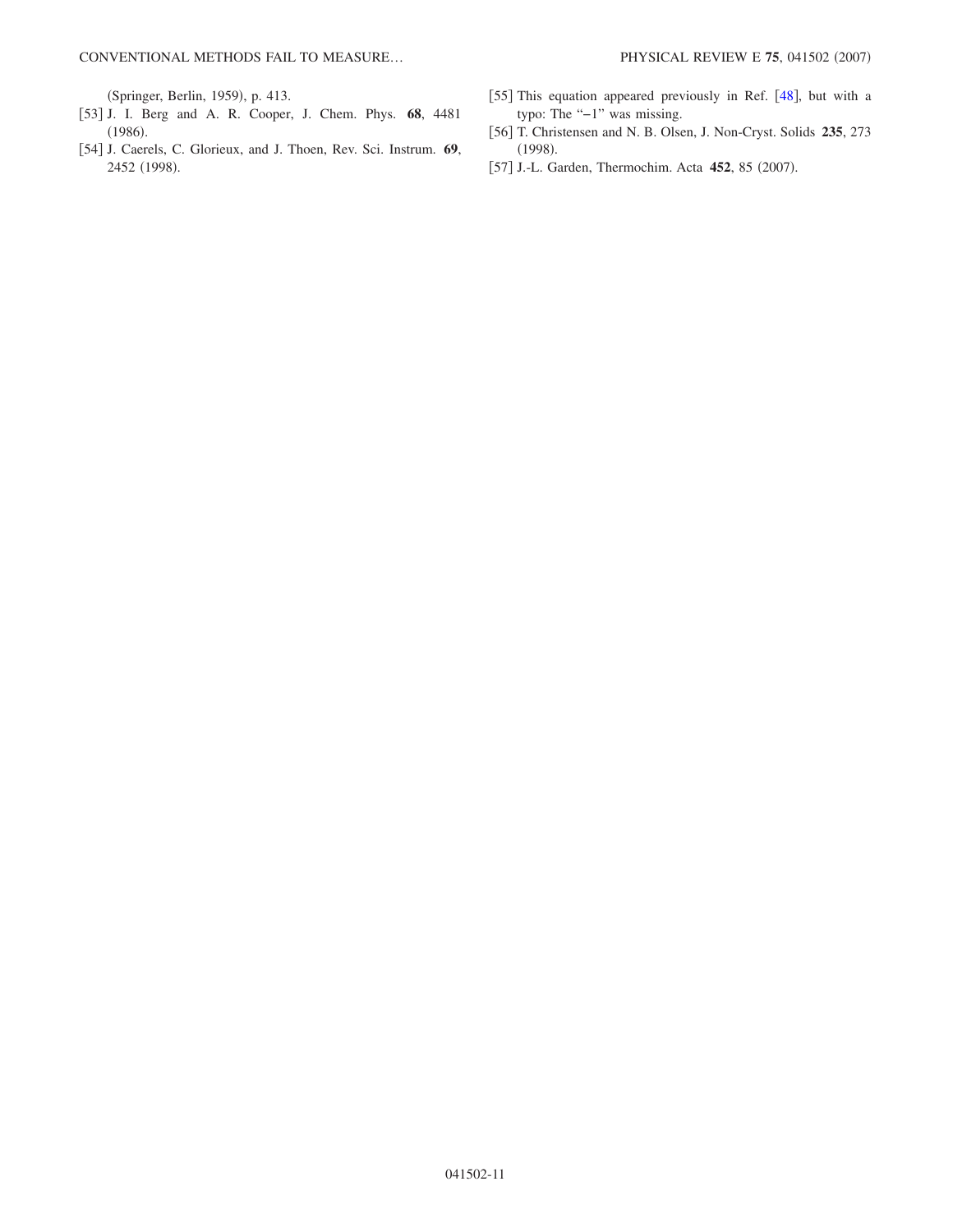(Springer, Berlin, 1959), p. 413.

[53] J. I. Berg and A. R. Cooper, J. Chem. Phys. **68**, 4481 (1986).

[54] J. Caerels, C. Glorieux, and J. Thoen, Rev. Sci. Instrum. **69**, 2452 (1998).

[55] This equation appeared previously in Ref. [48], but with a typo: The "−1" was missing.

[56] T. Christensen and N. B. Olsen, J. Non-Cryst. Solids **235**, 273 (1998).

[57] J.-L. Garden, Thermochim. Acta **452**, 85 (2007).